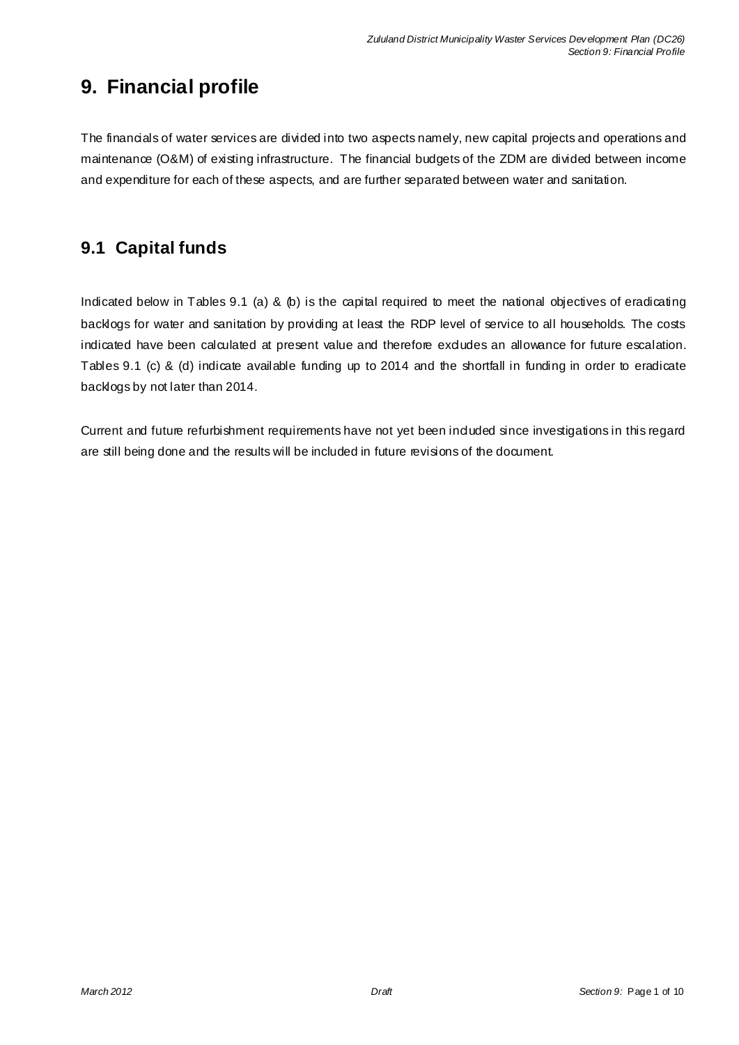# 9. Financial profile

The financials of water services are divided into two aspects namely, new capital projects and operations and maintenance (O&M) of existing infrastructure. The financial budgets of the ZDM are divided between income and expenditure for each of these aspects, and are further separated between water and sanitation.

## 9.1 Capital funds

Indicated below in Tables 9.1 (a) & (b) is the capital required to meet the national objectives of eradicating backlogs for water and sanitation by providing at least the RDP level of service to all households. The costs indicated have been calculated at present value and therefore excludes an allowance for future escalation. Tables 9.1 (c) & (d) indicate available funding up to 2014 and the shortfall in funding in order to eradicate backlogs by not later than 2014.

Current and future refurbishment requirements have not yet been included since investigations in this regard are still being done and the results will be included in future revisions of the document.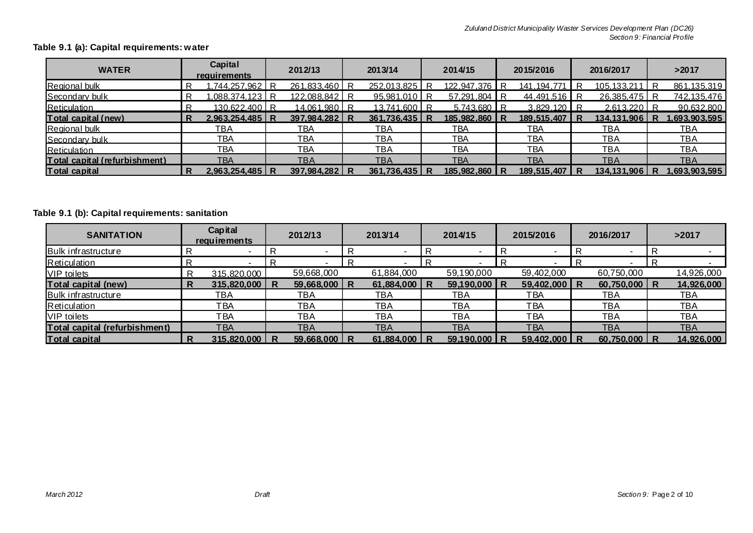**Table 9.1 (a): Capital requirements: water**

| WATER | Capital requirements | 2012/13 | 2013/14 | 2014/15 | 2015/2016 | 2016/2017 | >2017 |
|---|---|---|---|---|---|---|---|
| Regional bulk | R 1,744,257,962 | R 261,833,460 | R 252,013,825 | R 122,947,376 | R 141,194,771 | R 105,133,211 | R 861,135,319 |
| Secondary bulk | R 1,088,374,123 | R 122,088,842 | R 95,981,010 | R 57,291,804 | R 44,491,516 | R 26,385,475 | R 742,135,476 |
| Reticulation | R 130,622,400 | R 14,061,980 | R 13,741,600 | R 5,743,680 | R 3,829,120 | R 2,613,220 | R 90,632,800 |
| **Total capital (new)** | **R 2,963,254,485** | **R 397,984,282** | **R 361,736,435** | **R 185,982,860** | **R 189,515,407** | **R 134,131,906** | **R 1,693,903,595** |
| Regional bulk | TBA | TBA | TBA | TBA | TBA | TBA | TBA |
| Secondary bulk | TBA | TBA | TBA | TBA | TBA | TBA | TBA |
| Reticulation | TBA | TBA | TBA | TBA | TBA | TBA | TBA |
| **Total capital (refurbishment)** | TBA | TBA | TBA | TBA | TBA | TBA | TBA |
| **Total capital** | **R 2,963,254,485** | **R 397,984,282** | **R 361,736,435** | **R 185,982,860** | **R 189,515,407** | **R 134,131,906** | **R 1,693,903,595** |

**Table 9.1 (b): Capital requirements: sanitation**

| SANITATION | Capital requirements | 2012/13 | 2013/14 | 2014/15 | 2015/2016 | 2016/2017 | >2017 |
|---|---|---|---|---|---|---|---|
| Bulk infrastructure | R - | R - | R - | R - | R - | R - | R - |
| Reticulation | R - | R - | R - | R - | R - | R - | R - |
| VIP toilets | R 315,820,000 | 59,668,000 | 61,884,000 | 59,190,000 | 59,402,000 | 60,750,000 | 14,926,000 |
| **Total capital (new)** | **R 315,820,000** | **R 59,668,000** | **R 61,884,000** | **R 59,190,000** | **R 59,402,000** | **R 60,750,000** | **R 14,926,000** |
| Bulk infrastructure | TBA | TBA | TBA | TBA | TBA | TBA | TBA |
| Reticulation | TBA | TBA | TBA | TBA | TBA | TBA | TBA |
| VIP toilets | TBA | TBA | TBA | TBA | TBA | TBA | TBA |
| **Total capital (refurbishment)** | TBA | TBA | TBA | TBA | TBA | TBA | TBA |
| **Total capital** | **R 315,820,000** | **R 59,668,000** | **R 61,884,000** | **R 59,190,000** | **R 59,402,000** | **R 60,750,000** | **R 14,926,000** |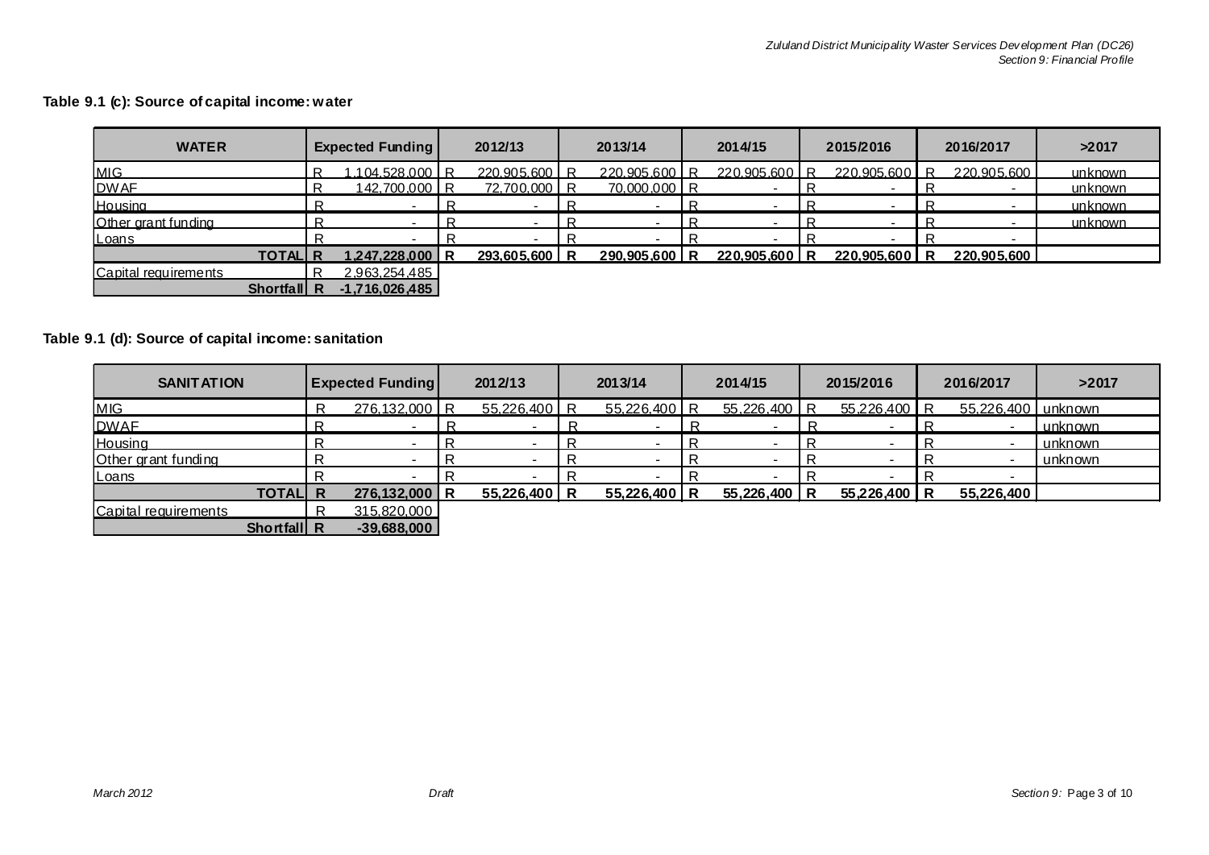**Table 9.1 (c): Source of capital income: water**

| WATER | Expected Funding | 2012/13 | 2013/14 | 2014/15 | 2015/2016 | 2016/2017 | >2017 |
|---|---|---|---|---|---|---|---|
| MIG | R 1,104,528,000 | R 220,905,600 | R 220,905,600 | R 220,905,600 | R 220,905,600 | R 220,905,600 | unknown |
| DWAF | R 142,700,000 | R 72,700,000 | R 70,000,000 | R - | R - | R - | unknown |
| Housing | R - | R - | R - | R - | R - | R - | unknown |
| Other grant funding | R - | R - | R - | R - | R - | R - | unknown |
| Loans | R - | R - | R - | R - | R - | R - | |
| **TOTAL** | **R 1,247,228,000** | **R 293,605,600** | **R 290,905,600** | **R 220,905,600** | **R 220,905,600** | **R 220,905,600** | |
| Capital requirements | R 2,963,254,485 | | | | | | |
| **Shortfall** | **R -1,716,026,485** | | | | | | |

**Table 9.1 (d): Source of capital income: sanitation**

| SANITATION | Expected Funding | 2012/13 | 2013/14 | 2014/15 | 2015/2016 | 2016/2017 | >2017 |
|---|---|---|---|---|---|---|---|
| MIG | R 276,132,000 | R 55,226,400 | R 55,226,400 | R 55,226,400 | R 55,226,400 | R 55,226,400 | unknown |
| DWAF | R - | R - | R - | R - | R - | R - | unknown |
| Housing | R - | R - | R - | R - | R - | R - | unknown |
| Other grant funding | R - | R - | R - | R - | R - | R - | unknown |
| Loans | R - | R - | R - | R - | R - | R - | |
| **TOTAL** | **R 276,132,000** | **R 55,226,400** | **R 55,226,400** | **R 55,226,400** | **R 55,226,400** | **R 55,226,400** | |
| Capital requirements | R 315,820,000 | | | | | | |
| **Shortfall** | **R -39,688,000** | | | | | | |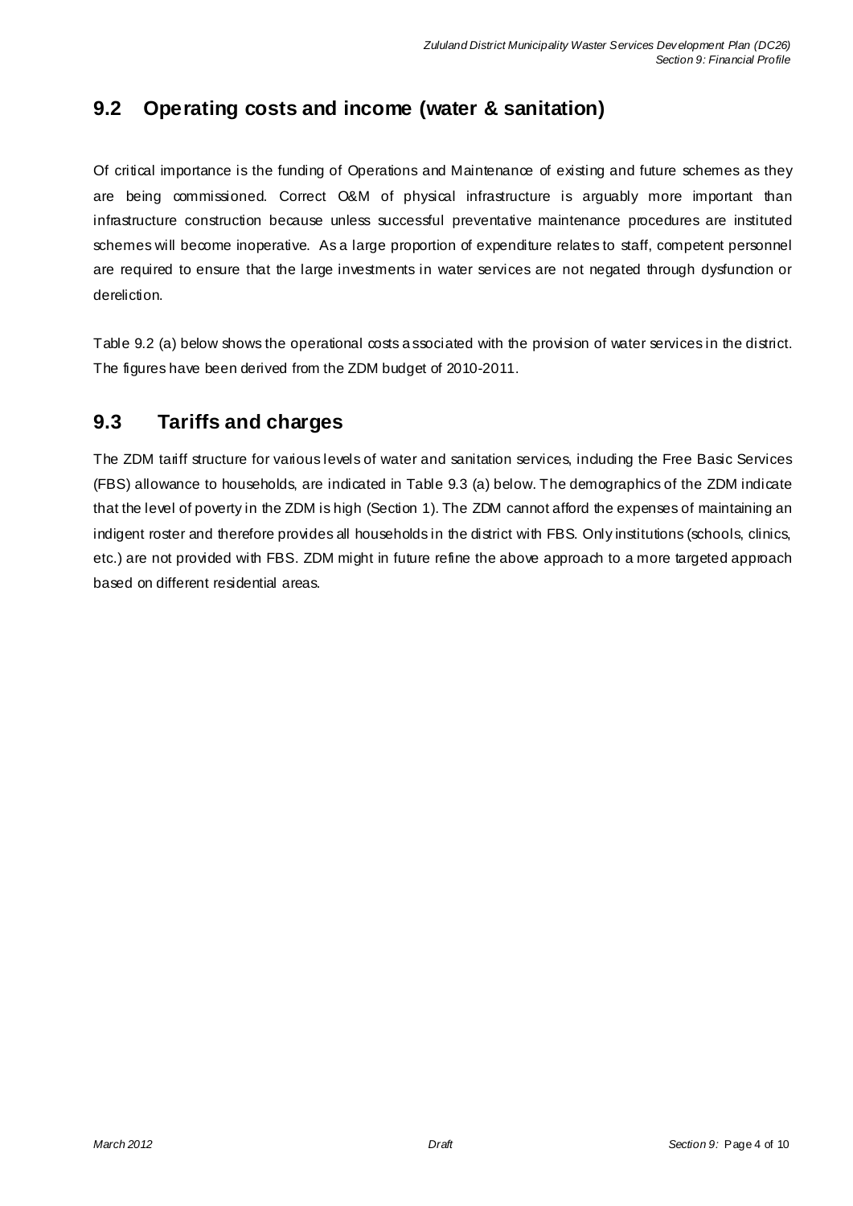## 9.2 Operating costs and income (water & sanitation)

Of critical importance is the funding of Operations and Maintenance of existing and future schemes as they are being commissioned. Correct O&M of physical infrastructure is arguably more important than infrastructure construction because unless successful preventative maintenance procedures are instituted schemes will become inoperative. As a large proportion of expenditure relates to staff, competent personnel are required to ensure that the large investments in water services are not negated through dysfunction or dereliction.

Table 9.2 (a) below shows the operational costs associated with the provision of water services in the district. The figures have been derived from the ZDM budget of 2010-2011.

## 9.3 Tariffs and charges

The ZDM tariff structure for various levels of water and sanitation services, including the Free Basic Services (FBS) allowance to households, are indicated in Table 9.3 (a) below. The demographics of the ZDM indicate that the level of poverty in the ZDM is high (Section 1). The ZDM cannot afford the expenses of maintaining an indigent roster and therefore provides all households in the district with FBS. Only institutions (schools, clinics, etc.) are not provided with FBS. ZDM might in future refine the above approach to a more targeted approach based on different residential areas.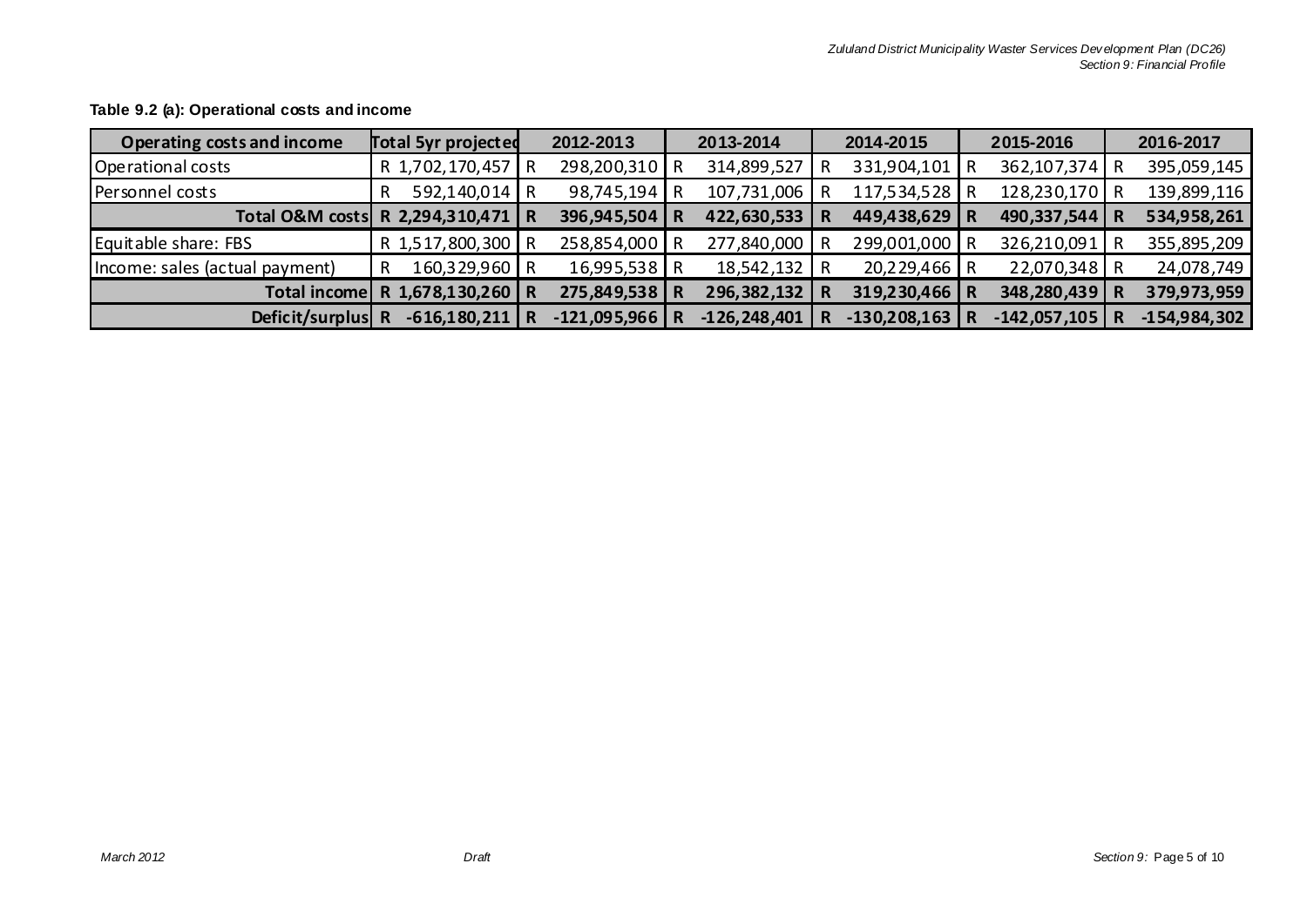**Table 9.2 (a): Operational costs and income**

| Operating costs and income | Total 5yr projected | 2012-2013 | 2013-2014 | 2014-2015 | 2015-2016 | 2016-2017 |
|---|---|---|---|---|---|---|
| Operational costs | R 1,702,170,457 | R 298,200,310 | R 314,899,527 | R 331,904,101 | R 362,107,374 | R 395,059,145 |
| Personnel costs | R 592,140,014 | R 98,745,194 | R 107,731,006 | R 117,534,528 | R 128,230,170 | R 139,899,116 |
| **Total O&M costs** | **R 2,294,310,471** | **R 396,945,504** | **R 422,630,533** | **R 449,438,629** | **R 490,337,544** | **R 534,958,261** |
| Equitable share: FBS | R 1,517,800,300 | R 258,854,000 | R 277,840,000 | R 299,001,000 | R 326,210,091 | R 355,895,209 |
| Income: sales (actual payment) | R 160,329,960 | R 16,995,538 | R 18,542,132 | R 20,229,466 | R 22,070,348 | R 24,078,749 |
| **Total income** | **R 1,678,130,260** | **R 275,849,538** | **R 296,382,132** | **R 319,230,466** | **R 348,280,439** | **R 379,973,959** |
| **Deficit/surplus** | **R -616,180,211** | **R -121,095,966** | **R -126,248,401** | **R -130,208,163** | **R -142,057,105** | **R -154,984,302** |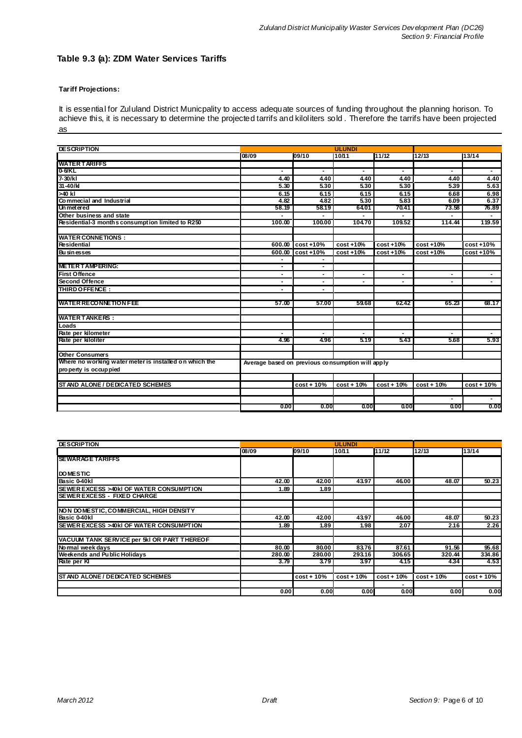### Table 9.3 (a): ZDM Water Services Tariffs

**Tariff Projections:**

It is essential for Zululand District Municpality to access adequate sources of funding throughout the planning horison. To achieve this, it is necessary to determine the projected tarrifs and kiloliters sold . Therefore the tarrifs have been projected as

| DESCRIPTION | ULUNDI | | | | | |
|---|---|---|---|---|---|---|
| | 08/09 | 09/10 | 10/11 | 11/12 | 12/13 | 13/14 |
| **WATER TARIFFS** | | | | | | |
| 0-6/KL | - | - | - | - | - | - |
| 7-30/kl | 4.40 | 4.40 | 4.40 | 4.40 | 4.40 | 4.40 |
| 31-40/kl | 5.30 | 5.30 | 5.30 | 5.30 | 5.39 | 5.63 |
| >40 kl | 6.15 | 6.15 | 6.15 | 6.15 | 6.68 | 6.98 |
| Commecial and Industrial | 4.82 | 4.82 | 5.30 | 5.83 | 6.09 | 6.37 |
| Unmetered | 58.19 | 58.19 | 64.01 | 70.41 | 73.58 | 76.89 |
| Other business and state | - | - | - | - | - | - |
| Residential-3 months consumption limited to R250 | 100.00 | 100.00 | 104.70 | 109.52 | 114.44 | 119.59 |
| | | | | | | |
| **WATER CONNETIONS :** | | | | | | |
| Residential | 600.00 | cost +10% | cost +10% | cost +10% | cost +10% | cost +10% |
| Businesses | 600.00 | cost +10% | cost +10% | cost +10% | cost +10% | cost +10% |
| | - | - | | | | |
| **METER TAMPERING:** | - | - | | | | |
| First Offence | - | - | - | - | - | - |
| Second Offence | - | - | - | - | - | - |
| THIRD OFFENCE : | - | - | | | | |
| | | | | | | |
| **WATER RECONNETION FEE** | 57.00 | 57.00 | 59.68 | 62.42 | 65.23 | 68.17 |
| | | | | | | |
| **WATER TANKERS :** | | | | | | |
| Loads | | | | | | |
| Rate per kilometer | - | - | - | - | - | - |
| Rate per kiloliter | 4.96 | 4.96 | 5.19 | 5.43 | 5.68 | 5.93 |
| | | | | | | |
| Other Consumers | | | | | | |
| Where no working water meter is installed on which the property is occuppied | Average based on previous consumption will apply | | | | | |
| | | | | | | |
| STAND ALONE / DEDICATED SCHEMES | | cost + 10% | cost + 10% | cost + 10% | cost + 10% | cost + 10% |
| | | | | | - | - |
| | 0.00 | 0.00 | 0.00 | 0.00 | 0.00 | 0.00 |

| DESCRIPTION | ULUNDI | | | | | |
|---|---|---|---|---|---|---|
| | 08/09 | 09/10 | 10/11 | 11/12 | 12/13 | 13/14 |
| **SEWARAGE TARIFFS** | | | | | | |
| **DOMESTIC** | | | | | | |
| Basic 0-40kl | 42.00 | 42.00 | 43.97 | 46.00 | 48.07 | 50.23 |
| SEWER EXCESS >40kl OF WATER CONSUMPTION | 1.89 | 1.89 | | | | |
| SEWER EXCESS - FIXED CHARGE | | | | | | |
| | | | | | | |
| NON DOMESTIC, COMMERCIAL, HIGH DENSITY | | | | | | |
| Basic 0-40kl | 42.00 | 42.00 | 43.97 | 46.00 | 48.07 | 50.23 |
| SEWER EXCESS >40kl OF WATER CONSUMPTION | 1.89 | 1.89 | 1.98 | 2.07 | 2.16 | 2.26 |
| | | | | | | |
| VACUUM TANK SERVICE per 5kl OR PART THEREOF | | | | | | |
| Normal week days | 80.00 | 80.00 | 83.76 | 87.61 | 91.56 | 95.68 |
| Weekends and Public Holidays | 280.00 | 280.00 | 293.16 | 306.65 | 320.44 | 334.86 |
| Rate per Kl | 3.79 | 3.79 | 3.97 | 4.15 | 4.34 | 4.53 |
| | | | | | | |
| STAND ALONE / DEDICATED SCHEMES | | cost + 10% | cost + 10% | cost + 10% | cost + 10% | cost + 10% |
| | | | | - | | |
| | 0.00 | 0.00 | 0.00 | 0.00 | 0.00 | 0.00 |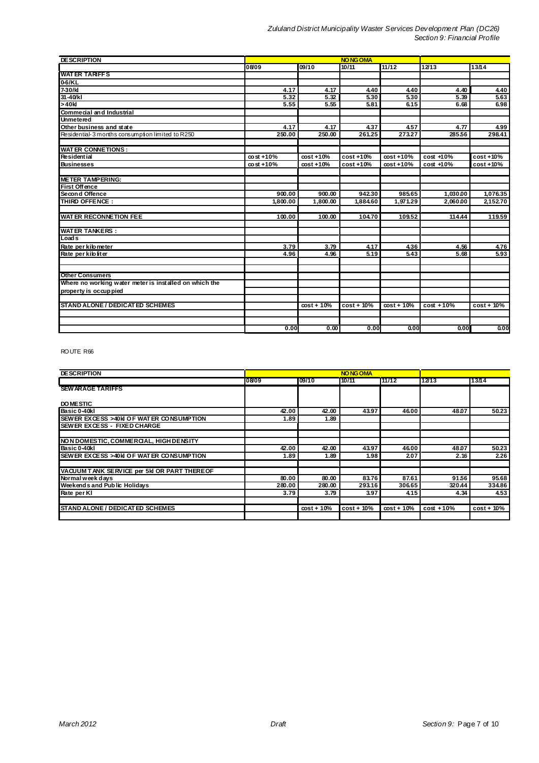| DESCRIPTION | NONGOMA | | | | | |
|---|---|---|---|---|---|---|
| | 08/09 | 09/10 | 10/11 | 11/12 | 12/13 | 13/14 |
| **WATER TARIFFS** | | | | | | |
| 0-6/KL | | | | | | |
| 7-30/kl | 4.17 | 4.17 | 4.40 | 4.40 | 4.40 | 4.40 |
| 31-40/kl | 5.32 | 5.32 | 5.30 | 5.30 | 5.39 | 5.63 |
| >40kl | 5.55 | 5.55 | 5.81 | 6.15 | 6.68 | 6.98 |
| Commecial and Industrial | | | | | | |
| Unmetered | | | | | | |
| Other business and state | 4.17 | 4.17 | 4.37 | 4.57 | 4.77 | 4.99 |
| Residential- 3 months consumption limited to R250 | 250.00 | 250.00 | 261.25 | 273.27 | 285.56 | 298.41 |
| | | | | | | |
| **WATER CONNETIONS :** | | | | | | |
| Residential | cost +10% | cost +10% | cost +10% | cost +10% | cost +10% | cost +10% |
| Businesses | cost +10% | cost +10% | cost +10% | cost +10% | cost +10% | cost +10% |
| | | | | | | |
| **METER TAMPERING:** | | | | | | |
| First Offence | | | | | | |
| Second Offence | 900.00 | 900.00 | 942.30 | 985.65 | 1,030.00 | 1,076.35 |
| THIRD OFFENCE : | 1,800.00 | 1,800.00 | 1,884.60 | 1,971.29 | 2,060.00 | 2,152.70 |
| | | | | | | |
| **WATER RECONNETION FEE** | 100.00 | 100.00 | 104.70 | 109.52 | 114.44 | 119.59 |
| | | | | | | |
| **WATER TANKERS :** | | | | | | |
| Loads | | | | | | |
| Rate per kilometer | 3.79 | 3.79 | 4.17 | 4.36 | 4.56 | 4.76 |
| Rate per kiloliter | 4.96 | 4.96 | 5.19 | 5.43 | 5.68 | 5.93 |
| | | | | | | |
| | | | | | | |
| **Other Consumers** | | | | | | |
| Where no working water meter is installed on which the property is occuppied | | | | | | |
| | | | | | | |
| **STAND ALONE / DEDICATED SCHEMES** | | cost + 10% | cost + 10% | cost + 10% | cost + 10% | cost + 10% |
| | | | | | | |
| | 0.00 | 0.00 | 0.00 | 0.00 | 0.00 | 0.00 |

ROUTE R66

| DESCRIPTION | NONGOMA | | | | | |
|---|---|---|---|---|---|---|
| | 08/09 | 09/10 | 10/11 | 11/12 | 12/13 | 13/14 |
| **SEWARAGE TARIFFS** | | | | | | |
| | | | | | | |
| **DOMESTIC** | | | | | | |
| Basic 0-40kl | 42.00 | 42.00 | 43.97 | 46.00 | 48.07 | 50.23 |
| SEWER EXCESS >40kl OF WATER CONSUMPTION | 1.89 | 1.89 | | | | |
| SEWER EXCESS - FIXED CHARGE | | | | | | |
| | | | | | | |
| NON DOMESTIC, COMMERCIAL, HIGH DENSITY | | | | | | |
| Basic 0-40kl | 42.00 | 42.00 | 43.97 | 46.00 | 48.07 | 50.23 |
| SEWER EXCESS >40kl OF WATER CONSUMPTION | 1.89 | 1.89 | 1.98 | 2.07 | 2.16 | 2.26 |
| | | | | | | |
| VACUUM TANK SERVICE per 5kl OR PART THEREOF | | | | | | |
| Normal week days | 80.00 | 80.00 | 83.76 | 87.61 | 91.56 | 95.68 |
| Weekends and Public Holidays | 280.00 | 280.00 | 293.16 | 306.65 | 320.44 | 334.86 |
| Rate per Kl | 3.79 | 3.79 | 3.97 | 4.15 | 4.34 | 4.53 |
| | | | | | | |
| **STAND ALONE / DEDICATED SCHEMES** | | cost + 10% | cost + 10% | cost + 10% | cost + 10% | cost + 10% |
| | | | | | | |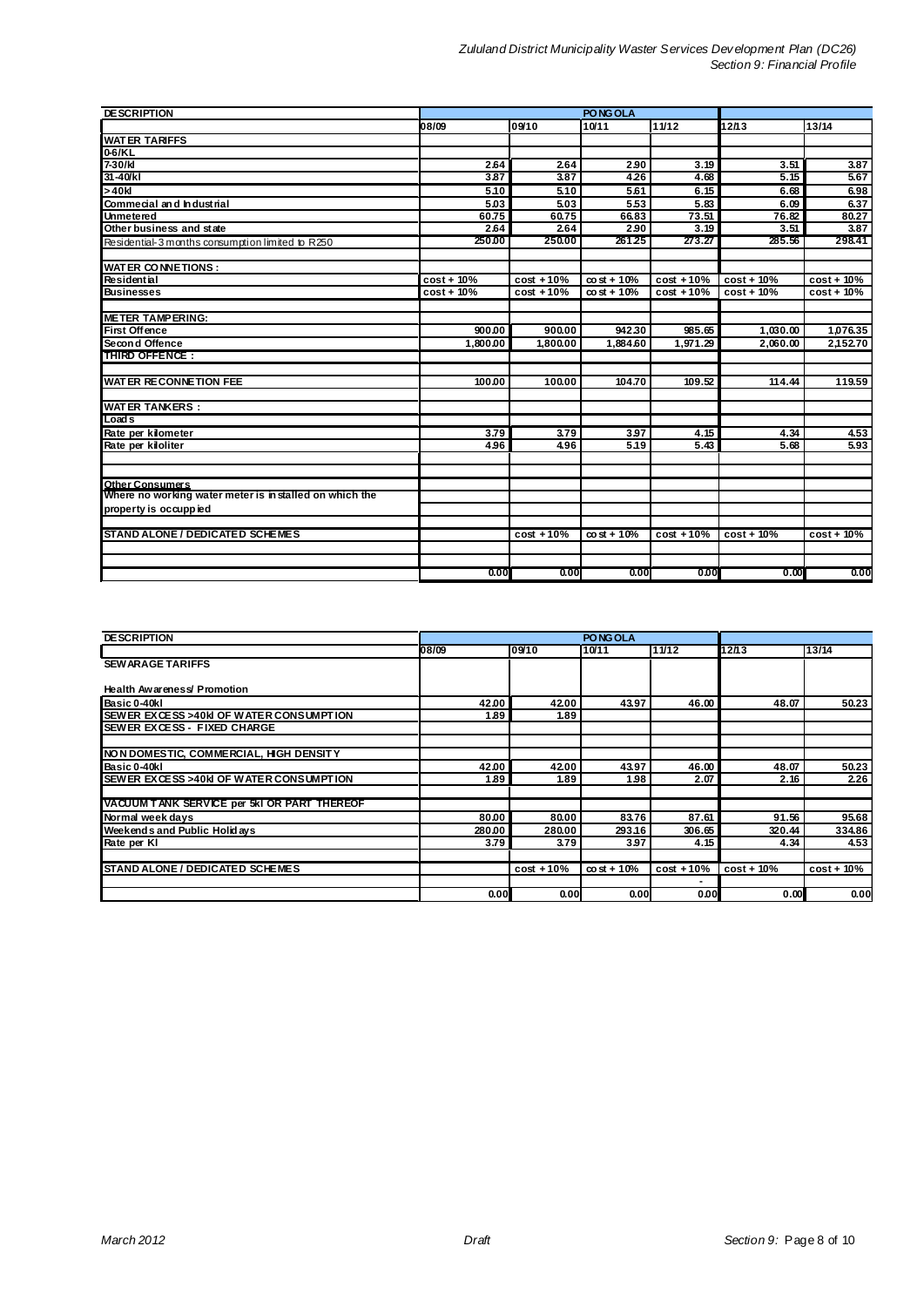| DESCRIPTION | PONGOLA | | | | | |
|---|---|---|---|---|---|---|
| | 08/09 | 09/10 | 10/11 | 11/12 | 12/13 | 13/14 |
| **WATER TARIFFS** | | | | | | |
| **0-6/KL** | | | | | | |
| **7-30/kl** | 2.64 | 2.64 | 2.90 | 3.19 | 3.51 | 3.87 |
| **31-40/kl** | 3.87 | 3.87 | 4.26 | 4.68 | 5.15 | 5.67 |
| **>40kl** | 5.10 | 5.10 | 5.61 | 6.15 | 6.68 | 6.98 |
| **Commecial and Industrial** | 5.03 | 5.03 | 5.53 | 5.83 | 6.09 | 6.37 |
| **Unmetered** | 60.75 | 60.75 | 66.83 | 73.51 | 76.82 | 80.27 |
| **Other business and state** | 2.64 | 2.64 | 2.90 | 3.19 | 3.51 | 3.87 |
| Residential-3 months consumption limited to R250 | 250.00 | 250.00 | 261.25 | 273.27 | 285.56 | 298.41 |
| | | | | | | |
| **WATER CONNETIONS :** | | | | | | |
| **Residential** | cost + 10% | cost + 10% | cost + 10% | cost + 10% | cost + 10% | cost + 10% |
| **Businesses** | cost + 10% | cost + 10% | cost + 10% | cost + 10% | cost + 10% | cost + 10% |
| | | | | | | |
| **METER TAMPERING:** | | | | | | |
| **First Offence** | 900.00 | 900.00 | 942.30 | 985.65 | 1,030.00 | 1,076.35 |
| **Second Offence** | 1,800.00 | 1,800.00 | 1,884.60 | 1,971.29 | 2,060.00 | 2,152.70 |
| **THIRD OFFENCE :** | | | | | | |
| | | | | | | |
| **WATER RECONNETION FEE** | 100.00 | 100.00 | 104.70 | 109.52 | 114.44 | 119.59 |
| | | | | | | |
| **WATER TANKERS :** | | | | | | |
| **Loads** | | | | | | |
| **Rate per kilometer** | 3.79 | 3.79 | 3.97 | 4.15 | 4.34 | 4.53 |
| **Rate per kiloliter** | 4.96 | 4.96 | 5.19 | 5.43 | 5.68 | 5.93 |
| | | | | | | |
| | | | | | | |
| **Other Consumers** | | | | | | |
| **Where no working water meter is installed on which the property is occuppied** | | | | | | |
| | | | | | | |
| **STAND ALONE / DEDICATED SCHEMES** | | cost + 10% | cost + 10% | cost + 10% | cost + 10% | cost + 10% |
| | | | | | | |
| | | | | | | |
| | 0.00 | 0.00 | 0.00 | 0.00 | 0.00 | 0.00 |

| DESCRIPTION | PONGOLA | | | | | |
|---|---|---|---|---|---|---|
| | 08/09 | 09/10 | 10/11 | 11/12 | 12/13 | 13/14 |
| **SEWARAGE TARIFFS** | | | | | | |
| | | | | | | |
| **Health Awareness/ Promotion** | | | | | | |
| **Basic 0-40kl** | 42.00 | 42.00 | 43.97 | 46.00 | 48.07 | 50.23 |
| **SEWER EXCESS >40kl OF WATER CONSUMPTION** | 1.89 | 1.89 | | | | |
| **SEWER EXCESS - FIXED CHARGE** | | | | | | |
| | | | | | | |
| **NON DOMESTIC, COMMERCIAL, HIGH DENSITY** | | | | | | |
| **Basic 0-40kl** | 42.00 | 42.00 | 43.97 | 46.00 | 48.07 | 50.23 |
| **SEWER EXCESS >40kl OF WATER CONSUMPTION** | 1.89 | 1.89 | 1.98 | 2.07 | 2.16 | 2.26 |
| | | | | | | |
| **VACUUM TANK SERVICE per 5kl OR PART THEREOF** | | | | | | |
| **Normal week days** | 80.00 | 80.00 | 83.76 | 87.61 | 91.56 | 95.68 |
| **Weekends and Public Holidays** | 280.00 | 280.00 | 293.16 | 306.65 | 320.44 | 334.86 |
| **Rate per Kl** | 3.79 | 3.79 | 3.97 | 4.15 | 4.34 | 4.53 |
| | | | | | | |
| **STAND ALONE / DEDICATED SCHEMES** | | cost + 10% | cost + 10% | cost + 10% | cost + 10% | cost + 10% |
| | | | | - | | |
| | 0.00 | 0.00 | 0.00 | 0.00 | 0.00 | 0.00 |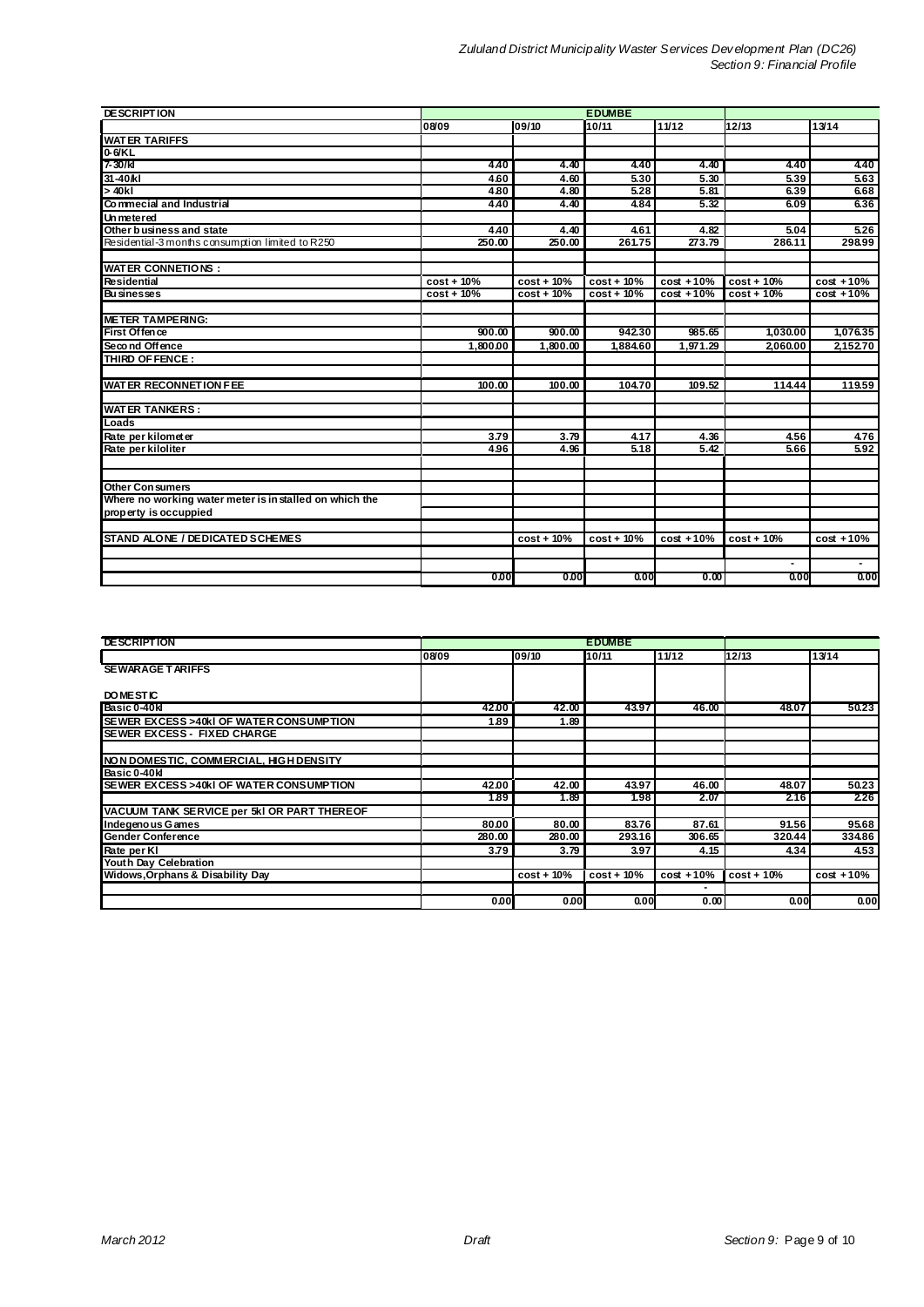| DESCRIPTION | EDUMBE | | | | | |
|---|---|---|---|---|---|---|
| | 08/09 | 09/10 | 10/11 | 11/12 | 12/13 | 13/14 |
| **WATER TARIFFS** | | | | | | |
| **0-6/KL** | | | | | | |
| **7-30/kl** | 4.40 | 4.40 | 4.40 | 4.40 | 4.40 | 4.40 |
| **31-40/kl** | 4.60 | 4.60 | 5.30 | 5.30 | 5.39 | 5.63 |
| **> 40kl** | 4.80 | 4.80 | 5.28 | 5.81 | 6.39 | 6.68 |
| **Commecial and Industrial** | 4.40 | 4.40 | 4.84 | 5.32 | 6.09 | 6.36 |
| **Unmetered** | | | | | | |
| **Other business and state** | 4.40 | 4.40 | 4.61 | 4.82 | 5.04 | 5.26 |
| Residential-3 months consumption limited to R250 | 250.00 | 250.00 | 261.75 | 273.79 | 286.11 | 298.99 |
| | | | | | | |
| **WATER CONNETIONS :** | | | | | | |
| **Residential** | cost + 10% | cost + 10% | cost + 10% | cost + 10% | cost + 10% | cost + 10% |
| **Businesses** | cost + 10% | cost + 10% | cost + 10% | cost + 10% | cost + 10% | cost + 10% |
| | | | | | | |
| **METER TAMPERING:** | | | | | | |
| **First Offence** | 900.00 | 900.00 | 942.30 | 985.65 | 1,030.00 | 1,076.35 |
| **Second Offence** | 1,800.00 | 1,800.00 | 1,884.60 | 1,971.29 | 2,060.00 | 2,152.70 |
| **THIRD OFFENCE :** | | | | | | |
| | | | | | | |
| **WATER RECONNETION FEE** | 100.00 | 100.00 | 104.70 | 109.52 | 114.44 | 119.59 |
| | | | | | | |
| **WATER TANKERS :** | | | | | | |
| **Loads** | | | | | | |
| **Rate per kilometer** | 3.79 | 3.79 | 4.17 | 4.36 | 4.56 | 4.76 |
| **Rate per kiloliter** | 4.96 | 4.96 | 5.18 | 5.42 | 5.66 | 5.92 |
| | | | | | | |
| | | | | | | |
| **Other Consumers** | | | | | | |
| **Where no working water meter is installed on which the** | | | | | | |
| **property is occuppied** | | | | | | |
| | | | | | | |
| **STAND ALONE / DEDICATED SCHEMES** | | cost + 10% | cost + 10% | cost + 10% | cost + 10% | cost + 10% |
| | | | | | | |
| | | | | | - | - |
| | 0.00 | 0.00 | 0.00 | 0.00 | 0.00 | 0.00 |

| DESCRIPTION | EDUMBE | | | | | |
|---|---|---|---|---|---|---|
| | 08/09 | 09/10 | 10/11 | 11/12 | 12/13 | 13/14 |
| **SEWARAGE TARIFFS** | | | | | | |
| | | | | | | |
| **DOMESTIC** | | | | | | |
| **Basic 0-40kl** | 42.00 | 42.00 | 43.97 | 46.00 | 48.07 | 50.23 |
| **SEWER EXCESS >40kl OF WATER CONSUMPTION** | 1.89 | 1.89 | | | | |
| **SEWER EXCESS - FIXED CHARGE** | | | | | | |
| | | | | | | |
| **NON DOMESTIC, COMMERCIAL, HIGH DENSITY** | | | | | | |
| **Basic 0-40kl** | | | | | | |
| **SEWER EXCESS >40kl OF WATER CONSUMPTION** | 42.00 | 42.00 | 43.97 | 46.00 | 48.07 | 50.23 |
| | 1.89 | 1.89 | 1.98 | 2.07 | 2.16 | 2.26 |
| **VACUUM TANK SERVICE per 5kl OR PART THEREOF** | | | | | | |
| **Indegenous Games** | 80.00 | 80.00 | 83.76 | 87.61 | 91.56 | 95.68 |
| **Gender Conference** | 280.00 | 280.00 | 293.16 | 306.65 | 320.44 | 334.86 |
| **Rate per Kl** | 3.79 | 3.79 | 3.97 | 4.15 | 4.34 | 4.53 |
| **Youth Day Celebration** | | | | | | |
| **Widows,Orphans & Disability Day** | | cost + 10% | cost + 10% | cost + 10% | cost + 10% | cost + 10% |
| | | | | - | | |
| | 0.00 | 0.00 | 0.00 | 0.00 | 0.00 | 0.00 |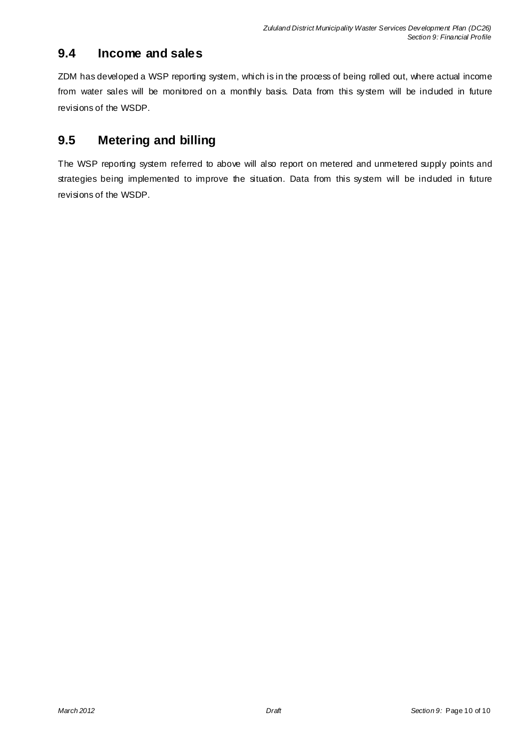## 9.4 Income and sales

ZDM has developed a WSP reporting system, which is in the process of being rolled out, where actual income from water sales will be monitored on a monthly basis. Data from this system will be included in future revisions of the WSDP.

## 9.5 Metering and billing

The WSP reporting system referred to above will also report on metered and unmetered supply points and strategies being implemented to improve the situation. Data from this system will be included in future revisions of the WSDP.